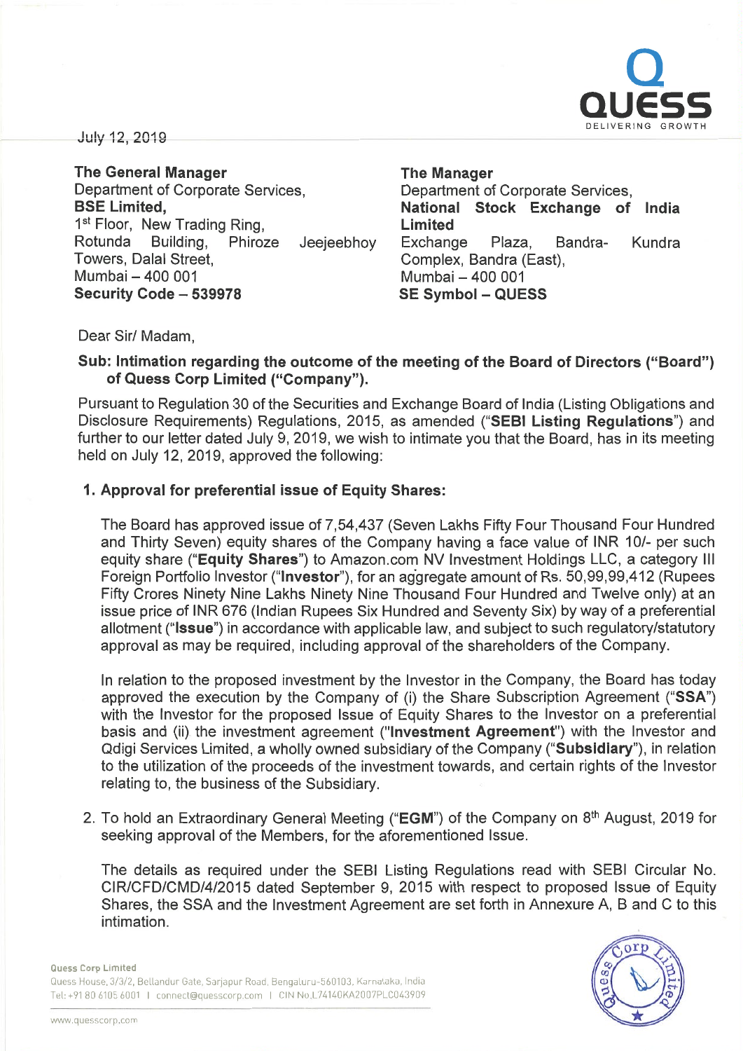July 12, 2019

**The General Manager**
Department of Corporate Services,
**BSE Limited,**
1st Floor, New Trading Ring,
Rotunda Building, Phiroze Jeejeebhoy Towers, Dalal Street,
Mumbai – 400 001
**Security Code – 539978**

**The Manager**
Department of Corporate Services,
**National Stock Exchange of India Limited**
Exchange Plaza, Bandra-Kundra Complex, Bandra (East),
Mumbai – 400 001
**SE Symbol – QUESS**

Dear Sir/ Madam,

**Sub: Intimation regarding the outcome of the meeting of the Board of Directors ("Board") of Quess Corp Limited ("Company").**

Pursuant to Regulation 30 of the Securities and Exchange Board of India (Listing Obligations and Disclosure Requirements) Regulations, 2015, as amended ("**SEBI Listing Regulations**") and further to our letter dated July 9, 2019, we wish to intimate you that the Board, has in its meeting held on July 12, 2019, approved the following:

**1. Approval for preferential issue of Equity Shares:**

The Board has approved issue of 7,54,437 (Seven Lakhs Fifty Four Thousand Four Hundred and Thirty Seven) equity shares of the Company having a face value of INR 10/- per such equity share ("**Equity Shares**") to Amazon.com NV Investment Holdings LLC, a category III Foreign Portfolio Investor ("**Investor**"), for an aggregate amount of Rs. 50,99,99,412 (Rupees Fifty Crores Ninety Nine Lakhs Ninety Nine Thousand Four Hundred and Twelve only) at an issue price of INR 676 (Indian Rupees Six Hundred and Seventy Six) by way of a preferential allotment ("**Issue**") in accordance with applicable law, and subject to such regulatory/statutory approval as may be required, including approval of the shareholders of the Company.

In relation to the proposed investment by the Investor in the Company, the Board has today approved the execution by the Company of (i) the Share Subscription Agreement ("**SSA**") with the Investor for the proposed Issue of Equity Shares to the Investor on a preferential basis and (ii) the investment agreement ("**Investment Agreement**") with the Investor and Qdigi Services Limited, a wholly owned subsidiary of the Company ("**Subsidiary**"), in relation to the utilization of the proceeds of the investment towards, and certain rights of the Investor relating to, the business of the Subsidiary.

2. To hold an Extraordinary General Meeting ("**EGM**") of the Company on 8th August, 2019 for seeking approval of the Members, for the aforementioned Issue.

The details as required under the SEBI Listing Regulations read with SEBI Circular No. CIR/CFD/CMD/4/2015 dated September 9, 2015 with respect to proposed Issue of Equity Shares, the SSA and the Investment Agreement are set forth in Annexure A, B and C to this intimation.

**Quess Corp Limited**
Quess House, 3/3/2, Bellandur Gate, Sarjapur Road, Bengaluru-560103, Karnataka, India
Tel: +91 80 6105 6001 | connect@quesscorp.com | CIN No.L74140KA2007PLC043909

www.quesscorp.com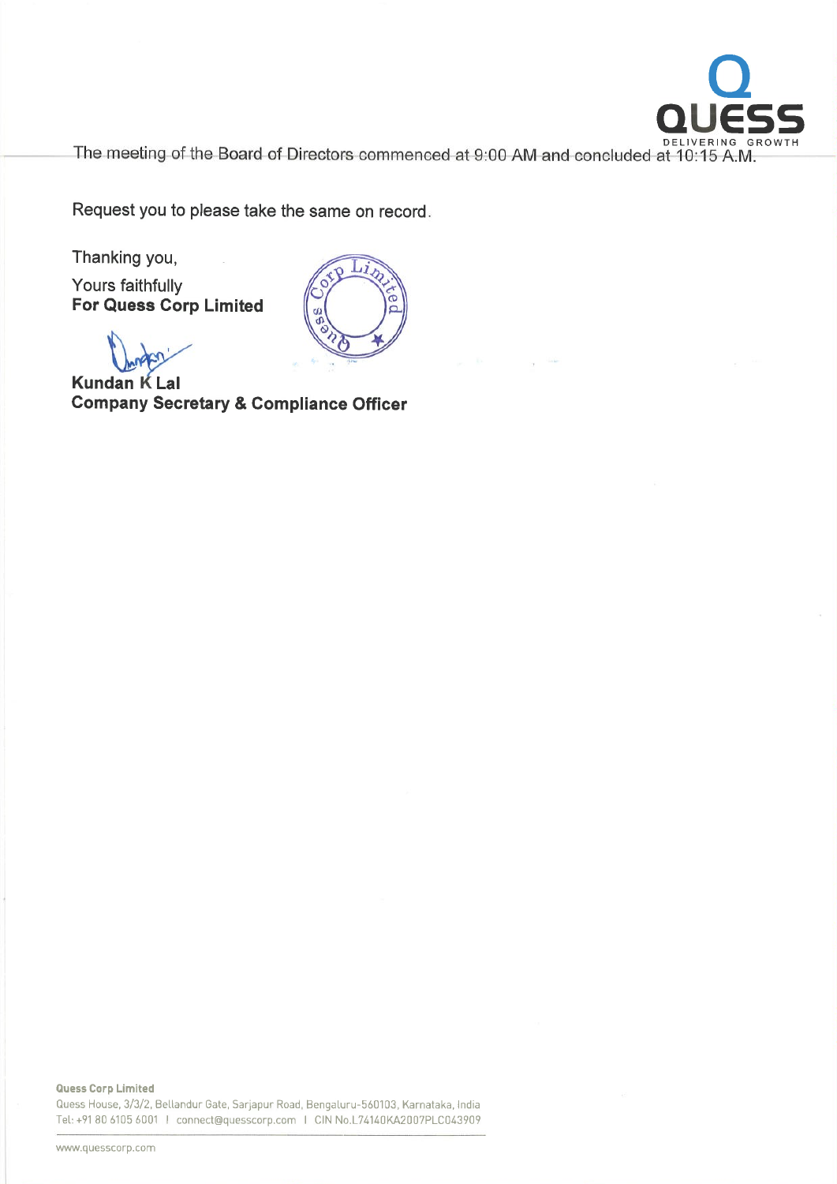The meeting of the Board of Directors commenced at 9:00 AM and concluded at 10:15 A.M.

Request you to please take the same on record.

Thanking you,

Yours faithfully
**For Quess Corp Limited**

**Kundan K Lal**
**Company Secretary & Compliance Officer**

**Quess Corp Limited**
Quess House, 3/3/2, Bellandur Gate, Sarjapur Road, Bengaluru-560103, Karnataka, India
Tel: +91 80 6105 6001 | connect@quesscorp.com | CIN No.L74140KA2007PLC043909

www.quesscorp.com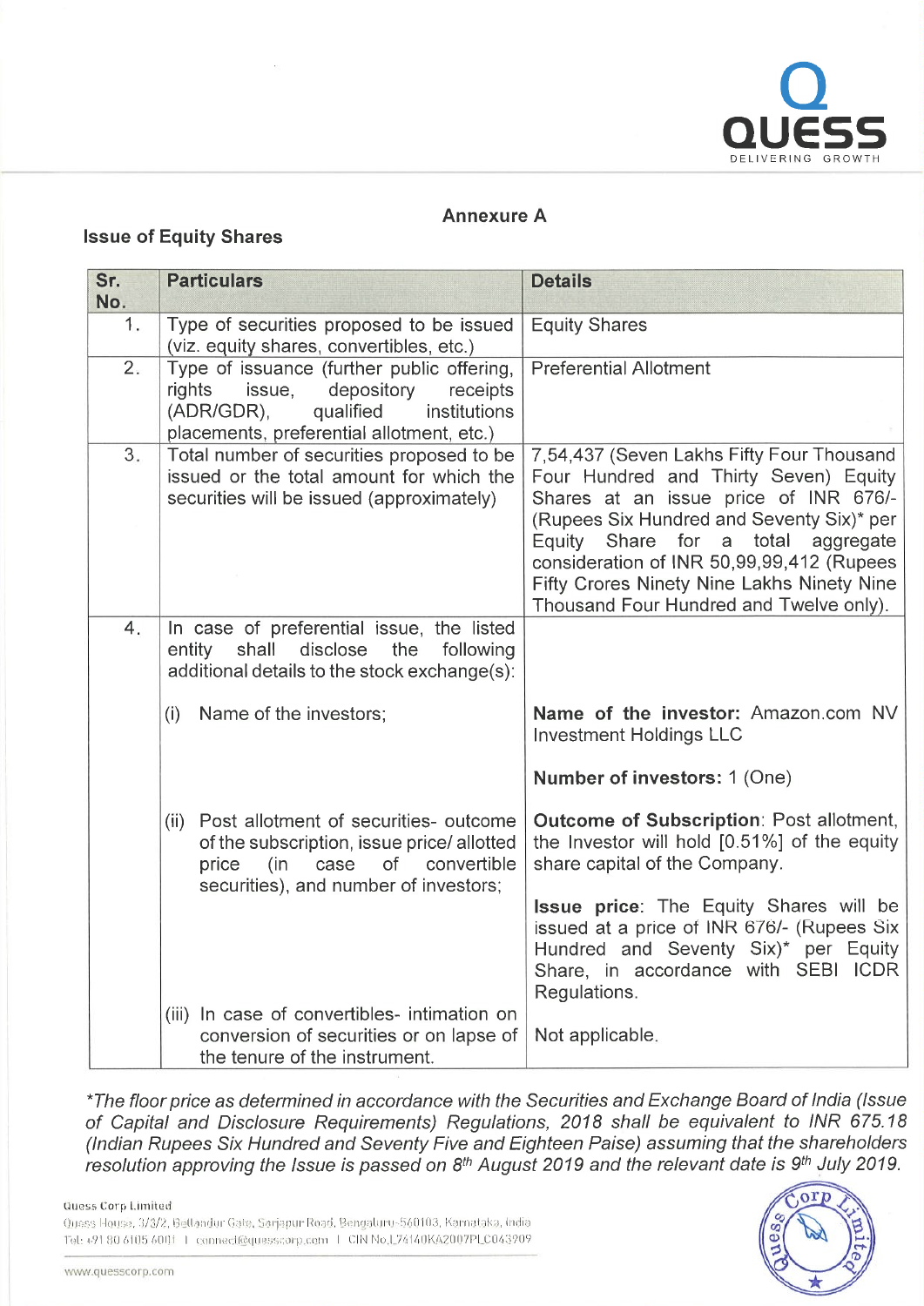## Annexure A

### Issue of Equity Shares

| Sr. No. | Particulars | Details |
|---|---|---|
| 1. | Type of securities proposed to be issued (viz. equity shares, convertibles, etc.) | Equity Shares |
| 2. | Type of issuance (further public offering, rights issue, depository receipts (ADR/GDR), qualified institutions placements, preferential allotment, etc.) | Preferential Allotment |
| 3. | Total number of securities proposed to be issued or the total amount for which the securities will be issued (approximately) | 7,54,437 (Seven Lakhs Fifty Four Thousand Four Hundred and Thirty Seven) Equity Shares at an issue price of INR 676/- (Rupees Six Hundred and Seventy Six)* per Equity Share for a total aggregate consideration of INR 50,99,99,412 (Rupees Fifty Crores Ninety Nine Lakhs Ninety Nine Thousand Four Hundred and Twelve only). |
| 4. | In case of preferential issue, the listed entity shall disclose the following additional details to the stock exchange(s): | |
| | (i) Name of the investors; | **Name of the investor:** Amazon.com NV Investment Holdings LLC<br><br>**Number of investors:** 1 (One) |
| | (ii) Post allotment of securities- outcome of the subscription, issue price/ allotted price (in case of convertible securities), and number of investors; | **Outcome of Subscription**: Post allotment, the Investor will hold [0.51%] of the equity share capital of the Company.<br><br>**Issue price**: The Equity Shares will be issued at a price of INR 676/- (Rupees Six Hundred and Seventy Six)* per Equity Share, in accordance with SEBI ICDR Regulations. |
| | (iii) In case of convertibles- intimation on conversion of securities or on lapse of the tenure of the instrument. | Not applicable. |

*\*The floor price as determined in accordance with the Securities and Exchange Board of India (Issue of Capital and Disclosure Requirements) Regulations, 2018 shall be equivalent to INR 675.18 (Indian Rupees Six Hundred and Seventy Five and Eighteen Paise) assuming that the shareholders resolution approving the Issue is passed on 8th August 2019 and the relevant date is 9th July 2019.*

Quess Corp Limited
Quess House, 3/3/2, Bellandur Gate, Sarjapur Road, Bengaluru-560103, Karnataka, India
Tel: +91 80 6105 6001 | connect@quesscorp.com | CIN No.L74140KA2007PLC043909

www.quesscorp.com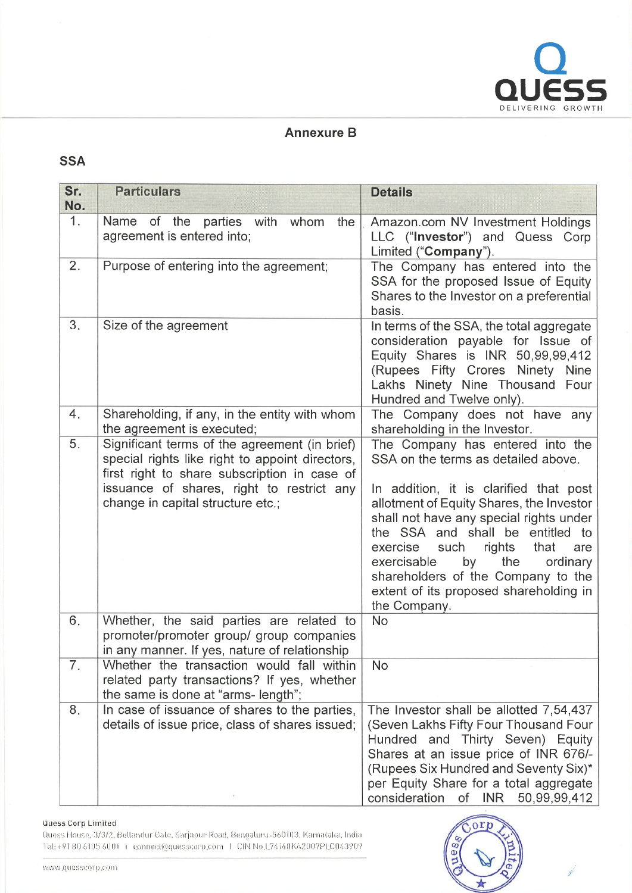**Annexure B**

**SSA**

| Sr. No. | Particulars | Details |
|---|---|---|
| 1. | Name of the parties with whom the agreement is entered into; | Amazon.com NV Investment Holdings LLC ("**Investor**") and Quess Corp Limited ("**Company**"). |
| 2. | Purpose of entering into the agreement; | The Company has entered into the SSA for the proposed Issue of Equity Shares to the Investor on a preferential basis. |
| 3. | Size of the agreement | In terms of the SSA, the total aggregate consideration payable for Issue of Equity Shares is INR 50,99,99,412 (Rupees Fifty Crores Ninety Nine Lakhs Ninety Nine Thousand Four Hundred and Twelve only). |
| 4. | Shareholding, if any, in the entity with whom the agreement is executed; | The Company does not have any shareholding in the Investor. |
| 5. | Significant terms of the agreement (in brief) special rights like right to appoint directors, first right to share subscription in case of issuance of shares, right to restrict any change in capital structure etc.; | The Company has entered into the SSA on the terms as detailed above.<br><br>In addition, it is clarified that post allotment of Equity Shares, the Investor shall not have any special rights under the SSA and shall be entitled to exercise such rights that are exercisable by the ordinary shareholders of the Company to the extent of its proposed shareholding in the Company. |
| 6. | Whether, the said parties are related to promoter/promoter group/ group companies in any manner. If yes, nature of relationship | No |
| 7. | Whether the transaction would fall within related party transactions? If yes, whether the same is done at "arms- length"; | No |
| 8. | In case of issuance of shares to the parties, details of issue price, class of shares issued; | The Investor shall be allotted 7,54,437 (Seven Lakhs Fifty Four Thousand Four Hundred and Thirty Seven) Equity Shares at an issue price of INR 676/- (Rupees Six Hundred and Seventy Six)* per Equity Share for a total aggregate consideration of INR 50,99,99,412 |

Quess Corp Limited
Quess House, 3/3/2, Bellandur Gate, Sarjapur Road, Bengaluru-560103, Karnataka, India
Tel: +91 80 6105 6001 | connect@quesscorp.com | CIN No.L74140KA2007PLC043909
www.quesscorp.com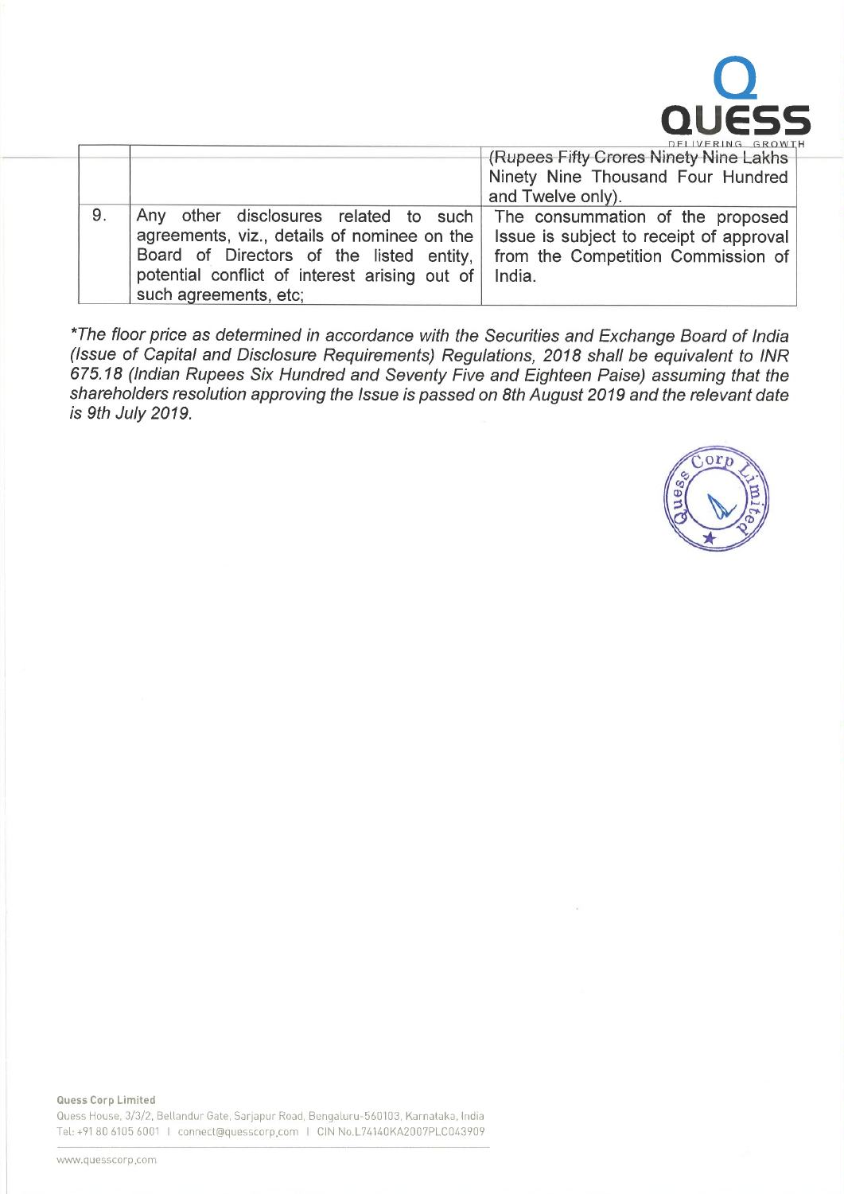| | | |
|---|---|---|
| | | (Rupees Fifty Crores Ninety Nine Lakhs Ninety Nine Thousand Four Hundred and Twelve only). |
| 9. | Any other disclosures related to such agreements, viz., details of nominee on the Board of Directors of the listed entity, potential conflict of interest arising out of such agreements, etc; | The consummation of the proposed Issue is subject to receipt of approval from the Competition Commission of India. |

*\*The floor price as determined in accordance with the Securities and Exchange Board of India (Issue of Capital and Disclosure Requirements) Regulations, 2018 shall be equivalent to INR 675.18 (Indian Rupees Six Hundred and Seventy Five and Eighteen Paise) assuming that the shareholders resolution approving the Issue is passed on 8th August 2019 and the relevant date is 9th July 2019.*

**Quess Corp Limited**
Quess House, 3/3/2, Bellandur Gate, Sarjapur Road, Bengaluru-560103, Karnataka, India
Tel: +91 80 6105 6001 | connect@quesscorp.com | CIN No.L74140KA2007PLC043909

www.quesscorp.com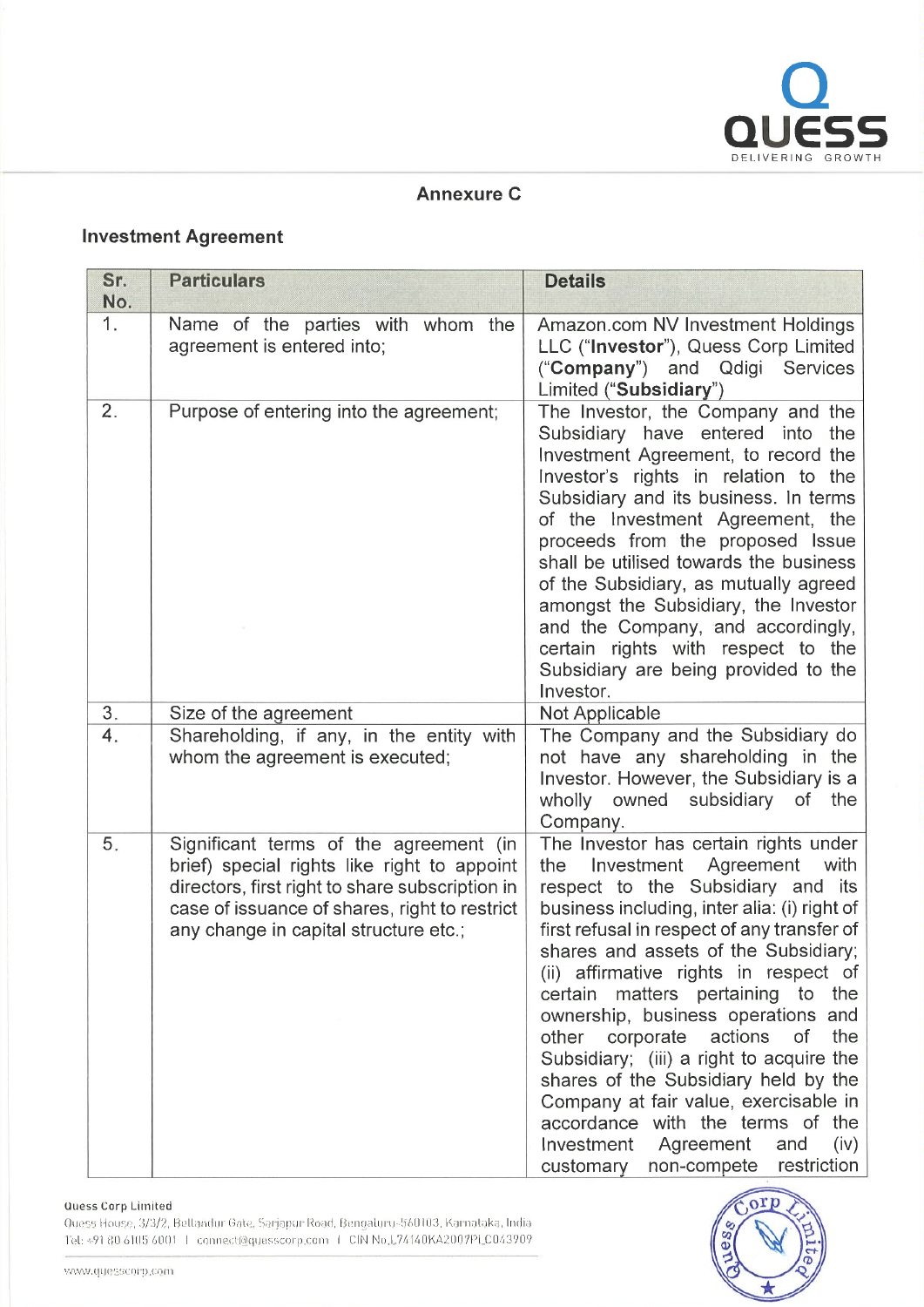## Annexure C

### Investment Agreement

| Sr. No. | Particulars | Details |
|---|---|---|
| 1. | Name of the parties with whom the agreement is entered into; | Amazon.com NV Investment Holdings LLC ("**Investor**"), Quess Corp Limited ("**Company**") and Qdigi Services Limited ("**Subsidiary**") |
| 2. | Purpose of entering into the agreement; | The Investor, the Company and the Subsidiary have entered into the Investment Agreement, to record the Investor's rights in relation to the Subsidiary and its business. In terms of the Investment Agreement, the proceeds from the proposed Issue shall be utilised towards the business of the Subsidiary, as mutually agreed amongst the Subsidiary, the Investor and the Company, and accordingly, certain rights with respect to the Subsidiary are being provided to the Investor. |
| 3. | Size of the agreement | Not Applicable |
| 4. | Shareholding, if any, in the entity with whom the agreement is executed; | The Company and the Subsidiary do not have any shareholding in the Investor. However, the Subsidiary is a wholly owned subsidiary of the Company. |
| 5. | Significant terms of the agreement (in brief) special rights like right to appoint directors, first right to share subscription in case of issuance of shares, right to restrict any change in capital structure etc.; | The Investor has certain rights under the Investment Agreement with respect to the Subsidiary and its business including, inter alia: (i) right of first refusal in respect of any transfer of shares and assets of the Subsidiary; (ii) affirmative rights in respect of certain matters pertaining to the ownership, business operations and other corporate actions of the Subsidiary; (iii) a right to acquire the shares of the Subsidiary held by the Company at fair value, exercisable in accordance with the terms of the Investment Agreement and (iv) customary non-compete restriction |

Quess Corp Limited
Quess House, 3/3/2, Bellandur Gate, Sarjapur Road, Bengaluru-560103, Karnataka, India
Tel: +91 80 6105 6001 | connect@quesscorp.com | CIN No.L74140KA2007PLC043909
www.quesscorp.com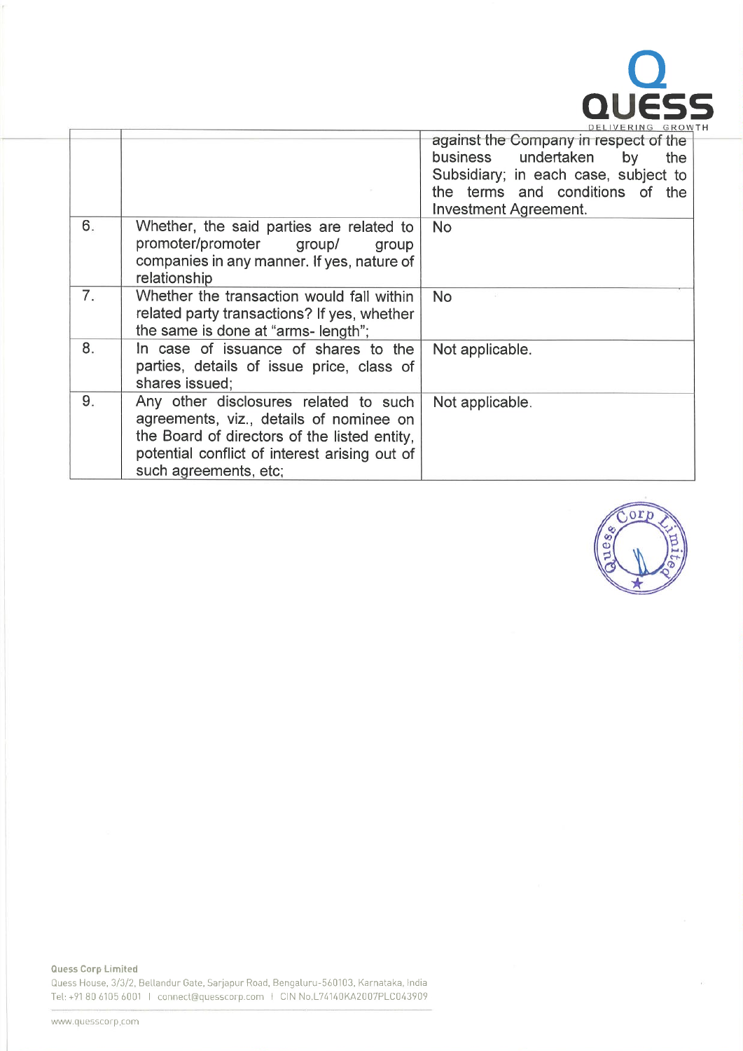| | | |
|---|---|---|
| | | against the Company in respect of the business undertaken by the Subsidiary; in each case, subject to the terms and conditions of the Investment Agreement. |
| 6. | Whether, the said parties are related to promoter/promoter group/ group companies in any manner. If yes, nature of relationship | No |
| 7. | Whether the transaction would fall within related party transactions? If yes, whether the same is done at "arms- length"; | No |
| 8. | In case of issuance of shares to the parties, details of issue price, class of shares issued; | Not applicable. |
| 9. | Any other disclosures related to such agreements, viz., details of nominee on the Board of directors of the listed entity, potential conflict of interest arising out of such agreements, etc; | Not applicable. |

**Quess Corp Limited**
Quess House, 3/3/2, Bellandur Gate, Sarjapur Road, Bengaluru-560103, Karnataka, India
Tel: +91 80 6105 6001 | connect@quesscorp.com | CIN No.L74140KA2007PLC043909

www.quesscorp.com